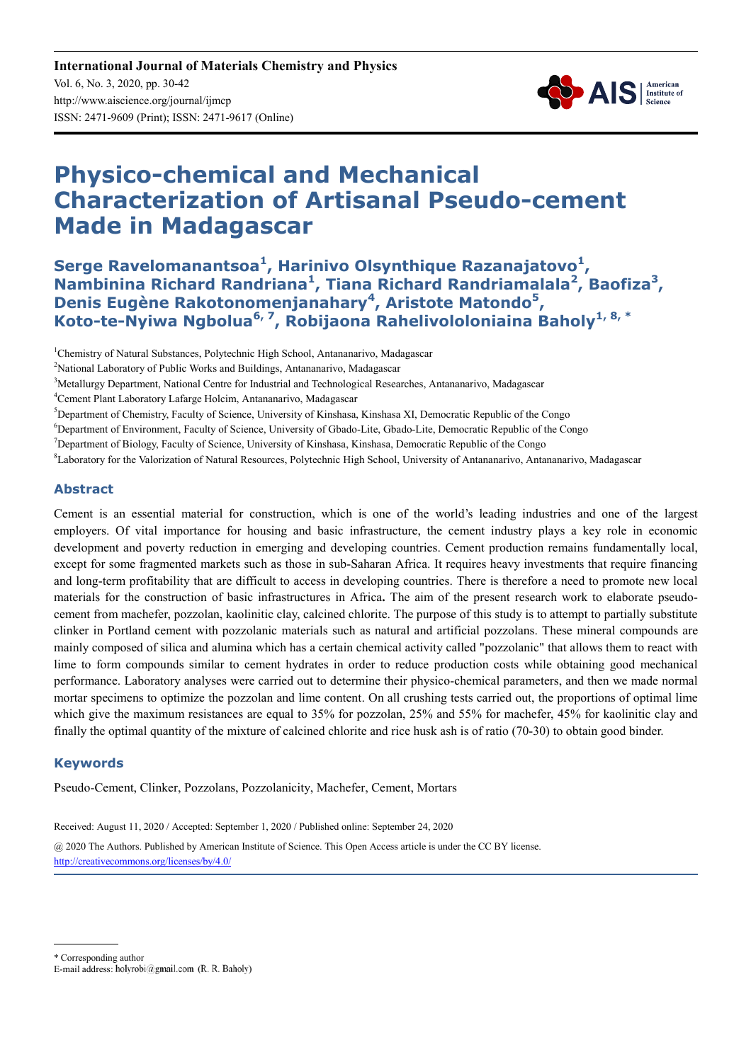# Physico-chemical and Mechanical Characterization of Artisanal Pseudo-cement Made in Madagascar

**Serge Ravelomanantsoa[1], Harinivo Olsynthique Razanajatovo[1], Nambinina Richard Randriana[1], Tiana Richard Randriamalala[2], Baofiza[3], Denis Eugène Rakotonomenjanahary[4], Aristote Matondo[5], Koto-te-Nyiwa Ngbolua[6, 7], Robijaona Rahelivololoniaina Baholy[1, 8, *]**

[1]Chemistry of Natural Substances, Polytechnic High School, Antananarivo, Madagascar

[2]National Laboratory of Public Works and Buildings, Antananarivo, Madagascar

[3]Metallurgy Department, National Centre for Industrial and Technological Researches, Antananarivo, Madagascar

[4]Cement Plant Laboratory Lafarge Holcim, Antananarivo, Madagascar

[5]Department of Chemistry, Faculty of Science, University of Kinshasa, Kinshasa XI, Democratic Republic of the Congo

[6]Department of Environment, Faculty of Science, University of Gbado-Lite, Gbado-Lite, Democratic Republic of the Congo

[7]Department of Biology, Faculty of Science, University of Kinshasa, Kinshasa, Democratic Republic of the Congo

[8]Laboratory for the Valorization of Natural Resources, Polytechnic High School, University of Antananarivo, Antananarivo, Madagascar

## Abstract

Cement is an essential material for construction, which is one of the world's leading industries and one of the largest employers. Of vital importance for housing and basic infrastructure, the cement industry plays a key role in economic development and poverty reduction in emerging and developing countries. Cement production remains fundamentally local, except for some fragmented markets such as those in sub-Saharan Africa. It requires heavy investments that require financing and long-term profitability that are difficult to access in developing countries. There is therefore a need to promote new local materials for the construction of basic infrastructures in Africa**.** The aim of the present research work to elaborate pseudo-cement from machefer, pozzolan, kaolinitic clay, calcined chlorite. The purpose of this study is to attempt to partially substitute clinker in Portland cement with pozzolanic materials such as natural and artificial pozzolans. These mineral compounds are mainly composed of silica and alumina which has a certain chemical activity called "pozzolanic" that allows them to react with lime to form compounds similar to cement hydrates in order to reduce production costs while obtaining good mechanical performance. Laboratory analyses were carried out to determine their physico-chemical parameters, and then we made normal mortar specimens to optimize the pozzolan and lime content. On all crushing tests carried out, the proportions of optimal lime which give the maximum resistances are equal to 35% for pozzolan, 25% and 55% for machefer, 45% for kaolinitic clay and finally the optimal quantity of the mixture of calcined chlorite and rice husk ash is of ratio (70-30) to obtain good binder.

## Keywords

Pseudo-Cement, Clinker, Pozzolans, Pozzolanicity, Machefer, Cement, Mortars

Received: August 11, 2020 / Accepted: September 1, 2020 / Published online: September 24, 2020

@ 2020 The Authors. Published by American Institute of Science. This Open Access article is under the CC BY license. http://creativecommons.org/licenses/by/4.0/

\* Corresponding author

E-mail address: holyrobi@gmail.com (R. R. Baholy)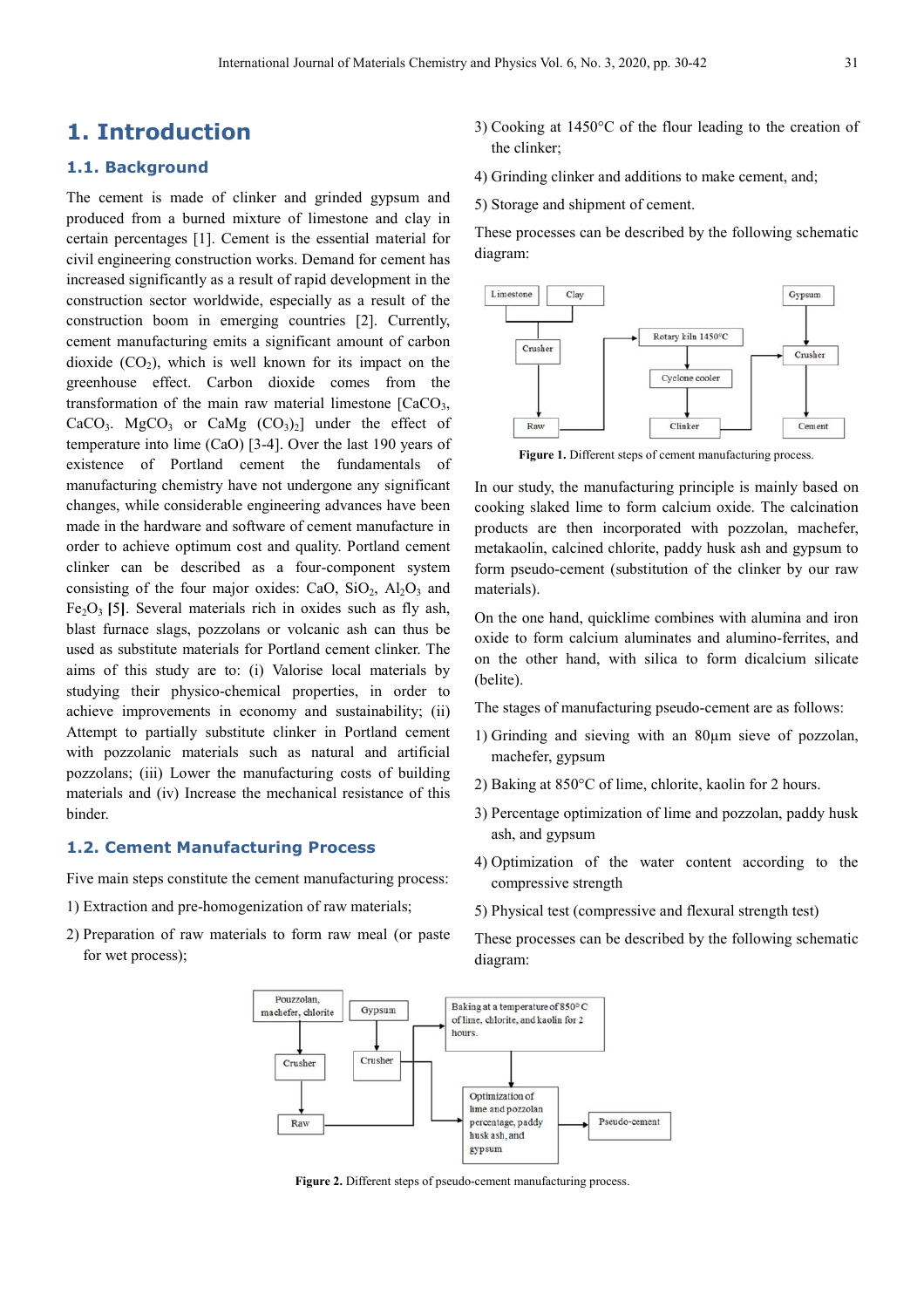# 1. Introduction

## 1.1. Background

The cement is made of clinker and grinded gypsum and produced from a burned mixture of limestone and clay in certain percentages [1]. Cement is the essential material for civil engineering construction works. Demand for cement has increased significantly as a result of rapid development in the construction sector worldwide, especially as a result of the construction boom in emerging countries [2]. Currently, cement manufacturing emits a significant amount of carbon dioxide ($CO_2$), which is well known for its impact on the greenhouse effect. Carbon dioxide comes from the transformation of the main raw material limestone [$CaCO_3$, $CaCO_3$. $MgCO_3$ or $CaMg(CO_3)_2$] under the effect of temperature into lime (CaO) [3-4]. Over the last 190 years of existence of Portland cement the fundamentals of manufacturing chemistry have not undergone any significant changes, while considerable engineering advances have been made in the hardware and software of cement manufacture in order to achieve optimum cost and quality. Portland cement clinker can be described as a four-component system consisting of the four major oxides: CaO, $SiO_2$, $Al_2O_3$ and $Fe_2O_3$ **[5]**. Several materials rich in oxides such as fly ash, blast furnace slags, pozzolans or volcanic ash can thus be used as substitute materials for Portland cement clinker. The aims of this study are to: (i) Valorise local materials by studying their physico-chemical properties, in order to achieve improvements in economy and sustainability; (ii) Attempt to partially substitute clinker in Portland cement with pozzolanic materials such as natural and artificial pozzolans; (iii) Lower the manufacturing costs of building materials and (iv) Increase the mechanical resistance of this binder.

## 1.2. Cement Manufacturing Process

Five main steps constitute the cement manufacturing process:

1) Extraction and pre-homogenization of raw materials;
2) Preparation of raw materials to form raw meal (or paste for wet process);
3) Cooking at 1450°C of the flour leading to the creation of the clinker;
4) Grinding clinker and additions to make cement, and;
5) Storage and shipment of cement.

These processes can be described by the following schematic diagram:

**Figure 1.** Different steps of cement manufacturing process.

In our study, the manufacturing principle is mainly based on cooking slaked lime to form calcium oxide. The calcination products are then incorporated with pozzolan, machefer, metakaolin, calcined chlorite, paddy husk ash and gypsum to form pseudo-cement (substitution of the clinker by our raw materials).

On the one hand, quicklime combines with alumina and iron oxide to form calcium aluminates and alumino-ferrites, and on the other hand, with silica to form dicalcium silicate (belite).

The stages of manufacturing pseudo-cement are as follows:

1) Grinding and sieving with an 80µm sieve of pozzolan, machefer, gypsum
2) Baking at 850°C of lime, chlorite, kaolin for 2 hours.
3) Percentage optimization of lime and pozzolan, paddy husk ash, and gypsum
4) Optimization of the water content according to the compressive strength
5) Physical test (compressive and flexural strength test)

These processes can be described by the following schematic diagram:

**Figure 2.** Different steps of pseudo-cement manufacturing process.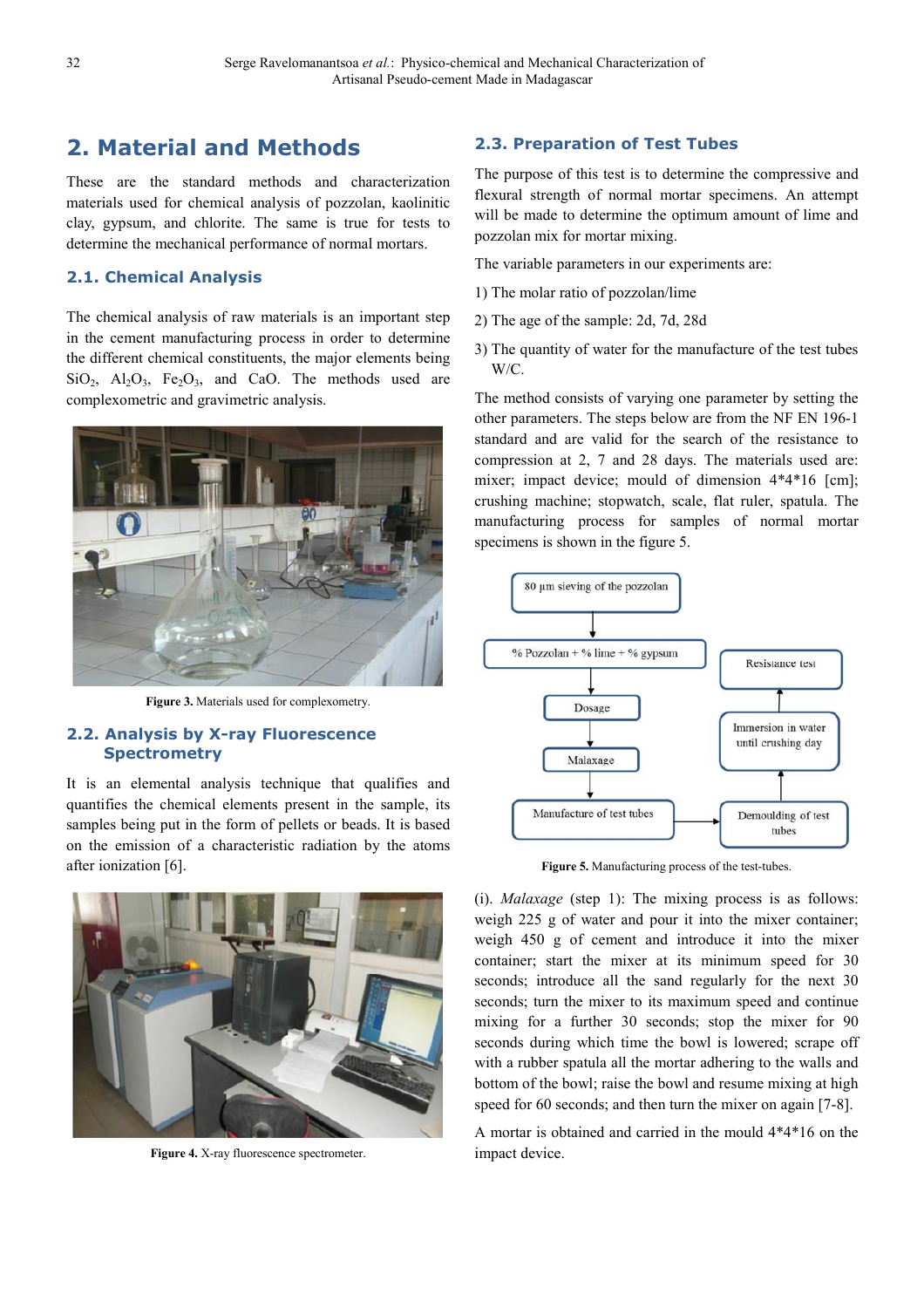# 2. Material and Methods

These are the standard methods and characterization materials used for chemical analysis of pozzolan, kaolinitic clay, gypsum, and chlorite. The same is true for tests to determine the mechanical performance of normal mortars.

## 2.1. Chemical Analysis

The chemical analysis of raw materials is an important step in the cement manufacturing process in order to determine the different chemical constituents, the major elements being $SiO_2$, $Al_2O_3$, $Fe_2O_3$, and CaO. The methods used are complexometric and gravimetric analysis.

**Figure 3.** Materials used for complexometry.

## 2.2. Analysis by X-ray Fluorescence Spectrometry

It is an elemental analysis technique that qualifies and quantifies the chemical elements present in the sample, its samples being put in the form of pellets or beads. It is based on the emission of a characteristic radiation by the atoms after ionization [6].

**Figure 4.** X-ray fluorescence spectrometer.

## 2.3. Preparation of Test Tubes

The purpose of this test is to determine the compressive and flexural strength of normal mortar specimens. An attempt will be made to determine the optimum amount of lime and pozzolan mix for mortar mixing.

The variable parameters in our experiments are:

1) The molar ratio of pozzolan/lime

2) The age of the sample: 2d, 7d, 28d

3) The quantity of water for the manufacture of the test tubes W/C.

The method consists of varying one parameter by setting the other parameters. The steps below are from the NF EN 196-1 standard and are valid for the search of the resistance to compression at 2, 7 and 28 days. The materials used are: mixer; impact device; mould of dimension 4*4*16 [cm]; crushing machine; stopwatch, scale, flat ruler, spatula. The manufacturing process for samples of normal mortar specimens is shown in the figure 5.

80 µm sieving of the pozzolan → % Pozzolan + % lime + % gypsum → Dosage → Malaxage → Manufacture of test tubes → Demoulding of test tubes → Immersion in water until crushing day → Resistance test

**Figure 5.** Manufacturing process of the test-tubes.

(i). *Malaxage* (step 1): The mixing process is as follows: weigh 225 g of water and pour it into the mixer container; weigh 450 g of cement and introduce it into the mixer container; start the mixer at its minimum speed for 30 seconds; introduce all the sand regularly for the next 30 seconds; turn the mixer to its maximum speed and continue mixing for a further 30 seconds; stop the mixer for 90 seconds during which time the bowl is lowered; scrape off with a rubber spatula all the mortar adhering to the walls and bottom of the bowl; raise the bowl and resume mixing at high speed for 60 seconds; and then turn the mixer on again [7-8].

A mortar is obtained and carried in the mould 4*4*16 on the impact device.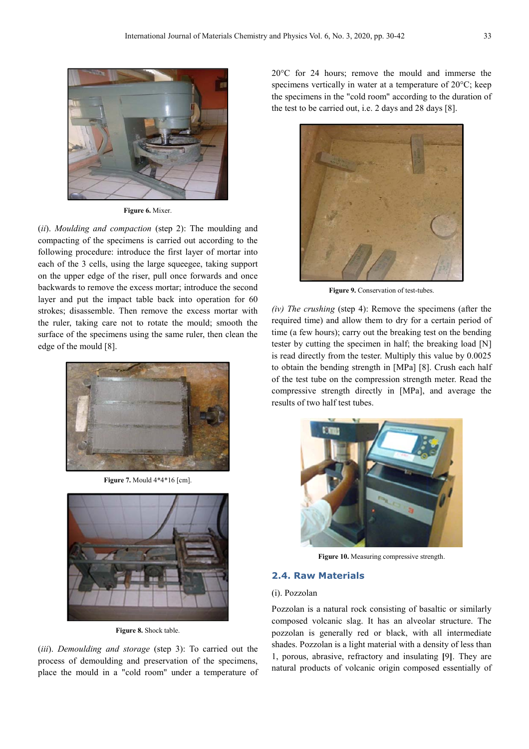Figure 6. Mixer.

(*ii*). *Moulding and compaction* (step 2): The moulding and compacting of the specimens is carried out according to the following procedure: introduce the first layer of mortar into each of the 3 cells, using the large squeegee, taking support on the upper edge of the riser, pull once forwards and once backwards to remove the excess mortar; introduce the second layer and put the impact table back into operation for 60 strokes; disassemble. Then remove the excess mortar with the ruler, taking care not to rotate the mould; smooth the surface of the specimens using the same ruler, then clean the edge of the mould [8].

Figure 7. Mould 4*4*16 [cm].

Figure 8. Shock table.

(*iii*). *Demoulding and storage* (step 3): To carried out the process of demoulding and preservation of the specimens, place the mould in a "cold room" under a temperature of 20°C for 24 hours; remove the mould and immerse the specimens vertically in water at a temperature of 20°C; keep the specimens in the "cold room" according to the duration of the test to be carried out, i.e. 2 days and 28 days [8].

Figure 9. Conservation of test-tubes.

*(iv) The crushing* (step 4): Remove the specimens (after the required time) and allow them to dry for a certain period of time (a few hours); carry out the breaking test on the bending tester by cutting the specimen in half; the breaking load [N] is read directly from the tester. Multiply this value by 0.0025 to obtain the bending strength in [MPa] [8]. Crush each half of the test tube on the compression strength meter. Read the compressive strength directly in [MPa], and average the results of two half test tubes.

Figure 10. Measuring compressive strength.

## 2.4. Raw Materials

(i). Pozzolan

Pozzolan is a natural rock consisting of basaltic or similarly composed volcanic slag. It has an alveolar structure. The pozzolan is generally red or black, with all intermediate shades. Pozzolan is a light material with a density of less than 1, porous, abrasive, refractory and insulating **[9]**. They are natural products of volcanic origin composed essentially of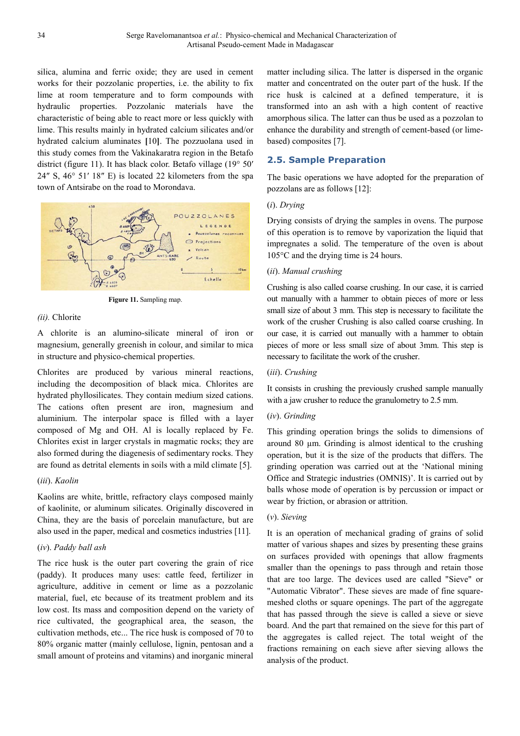silica, alumina and ferric oxide; they are used in cement works for their pozzolanic properties, i.e. the ability to fix lime at room temperature and to form compounds with hydraulic properties. Pozzolanic materials have the characteristic of being able to react more or less quickly with lime. This results mainly in hydrated calcium silicates and/or hydrated calcium aluminates **[**10**]**. The pozzuolana used in this study comes from the Vakinakaratra region in the Betafo district (figure 11). It has black color. Betafo village (19° 50′ 24″ S, 46° 51′ 18″ E) is located 22 kilometers from the spa town of Antsirabe on the road to Morondava.

**Figure 11.** Sampling map.

*(ii).* Chlorite

A chlorite is an alumino-silicate mineral of iron or magnesium, generally greenish in colour, and similar to mica in structure and physico-chemical properties.

Chlorites are produced by various mineral reactions, including the decomposition of black mica. Chlorites are hydrated phyllosilicates. They contain medium sized cations. The cations often present are iron, magnesium and aluminium. The interpolar space is filled with a layer composed of Mg and OH. Al is locally replaced by Fe. Chlorites exist in larger crystals in magmatic rocks; they are also formed during the diagenesis of sedimentary rocks. They are found as detrital elements in soils with a mild climate [5].

(*iii*). *Kaolin*

Kaolins are white, brittle, refractory clays composed mainly of kaolinite, or aluminum silicates. Originally discovered in China, they are the basis of porcelain manufacture, but are also used in the paper, medical and cosmetics industries [11].

(*iv*). *Paddy ball ash*

The rice husk is the outer part covering the grain of rice (paddy). It produces many uses: cattle feed, fertilizer in agriculture, additive in cement or lime as a pozzolanic material, fuel, etc because of its treatment problem and its low cost. Its mass and composition depend on the variety of rice cultivated, the geographical area, the season, the cultivation methods, etc... The rice husk is composed of 70 to 80% organic matter (mainly cellulose, lignin, pentosan and a small amount of proteins and vitamins) and inorganic mineral matter including silica. The latter is dispersed in the organic matter and concentrated on the outer part of the husk. If the rice husk is calcined at a defined temperature, it is transformed into an ash with a high content of reactive amorphous silica. The latter can thus be used as a pozzolan to enhance the durability and strength of cement-based (or lime-based) composites [7].

## 2.5. Sample Preparation

The basic operations we have adopted for the preparation of pozzolans are as follows [12]:

(*i*). *Drying*

Drying consists of drying the samples in ovens. The purpose of this operation is to remove by vaporization the liquid that impregnates a solid. The temperature of the oven is about 105°C and the drying time is 24 hours.

(*ii*). *Manual crushing*

Crushing is also called coarse crushing. In our case, it is carried out manually with a hammer to obtain pieces of more or less small size of about 3 mm. This step is necessary to facilitate the work of the crusher Crushing is also called coarse crushing. In our case, it is carried out manually with a hammer to obtain pieces of more or less small size of about 3mm. This step is necessary to facilitate the work of the crusher.

(*iii*). *Crushing*

It consists in crushing the previously crushed sample manually with a jaw crusher to reduce the granulometry to 2.5 mm.

(*iv*). *Grinding*

This grinding operation brings the solids to dimensions of around 80 µm. Grinding is almost identical to the crushing operation, but it is the size of the products that differs. The grinding operation was carried out at the 'National mining Office and Strategic industries (OMNIS)'. It is carried out by balls whose mode of operation is by percussion or impact or wear by friction, or abrasion or attrition.

(*v*). *Sieving*

It is an operation of mechanical grading of grains of solid matter of various shapes and sizes by presenting these grains on surfaces provided with openings that allow fragments smaller than the openings to pass through and retain those that are too large. The devices used are called "Sieve" or "Automatic Vibrator". These sieves are made of fine square-meshed cloths or square openings. The part of the aggregate that has passed through the sieve is called a sieve or sieve board. And the part that remained on the sieve for this part of the aggregates is called reject. The total weight of the fractions remaining on each sieve after sieving allows the analysis of the product.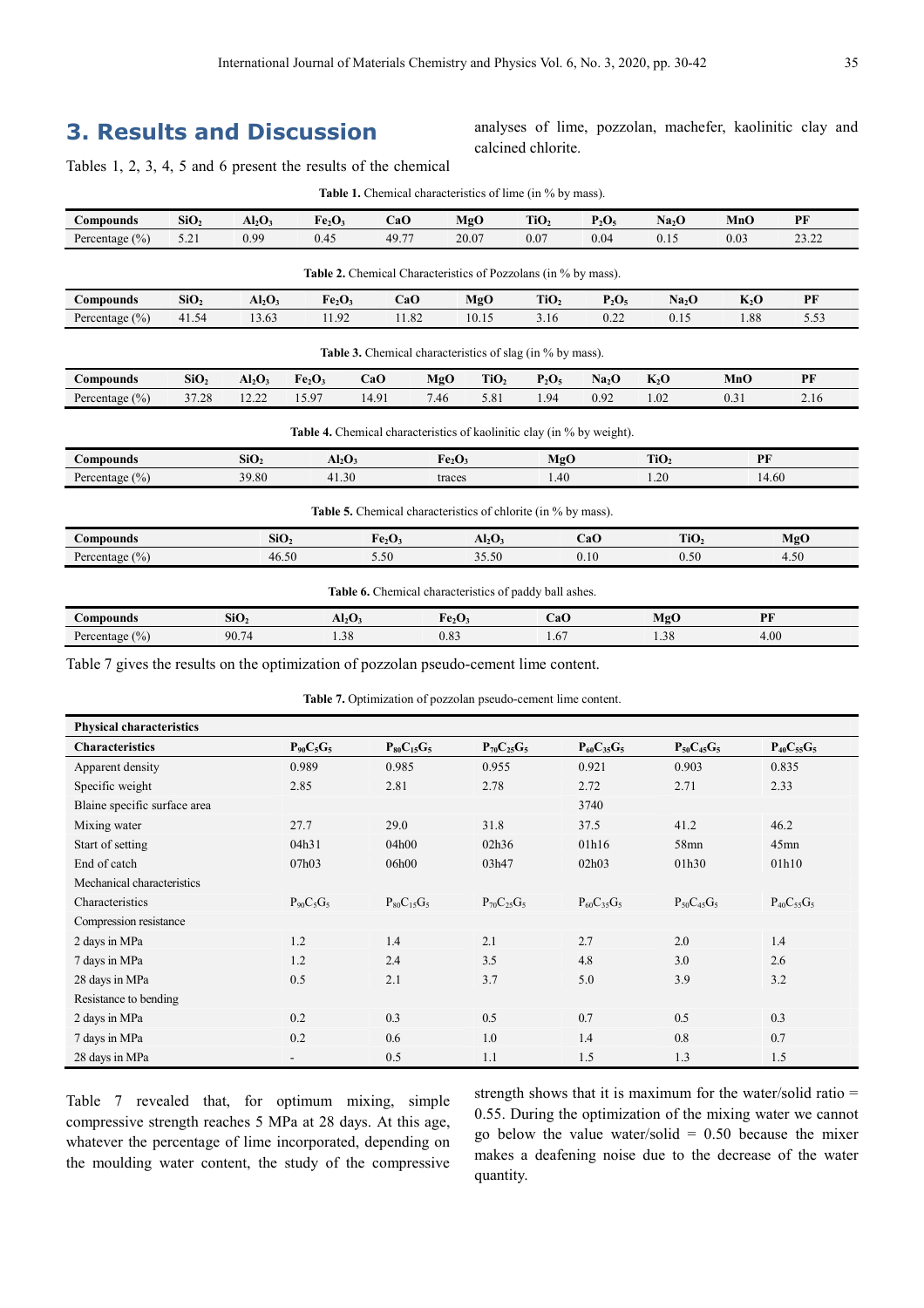## 3. Results and Discussion

Tables 1, 2, 3, 4, 5 and 6 present the results of the chemical analyses of lime, pozzolan, machefer, kaolinitic clay and calcined chlorite.

**Table 1.** Chemical characteristics of lime (in % by mass).

| Compounds | $SiO_2$ | $Al_2O_3$ | $Fe_2O_3$ | CaO | MgO | $TiO_2$ | $P_2O_5$ | $Na_2O$ | MnO | PF |
|---|---|---|---|---|---|---|---|---|---|---|
| Percentage (%) | 5.21 | 0.99 | 0.45 | 49.77 | 20.07 | 0.07 | 0.04 | 0.15 | 0.03 | 23.22 |

**Table 2.** Chemical Characteristics of Pozzolans (in % by mass).

| Compounds | $SiO_2$ | $Al_2O_3$ | $Fe_2O_3$ | CaO | MgO | $TiO_2$ | $P_2O_5$ | $Na_2O$ | $K_2O$ | PF |
|---|---|---|---|---|---|---|---|---|---|---|
| Percentage (%) | 41.54 | 13.63 | 11.92 | 11.82 | 10.15 | 3.16 | 0.22 | 0.15 | 1.88 | 5.53 |

**Table 3.** Chemical characteristics of slag (in % by mass).

| Compounds | $SiO_2$ | $Al_2O_3$ | $Fe_2O_3$ | CaO | MgO | $TiO_2$ | $P_2O_5$ | $Na_2O$ | $K_2O$ | MnO | PF |
|---|---|---|---|---|---|---|---|---|---|---|---|
| Percentage (%) | 37.28 | 12.22 | 15.97 | 14.91 | 7.46 | 5.81 | 1.94 | 0.92 | 1.02 | 0.31 | 2.16 |

**Table 4.** Chemical characteristics of kaolinitic clay (in % by weight).

| Compounds | $SiO_2$ | $Al_2O_3$ | $Fe_2O_3$ | MgO | $TiO_2$ | PF |
|---|---|---|---|---|---|---|
| Percentage (%) | 39.80 | 41.30 | traces | 1.40 | 1.20 | 14.60 |

**Table 5.** Chemical characteristics of chlorite (in % by mass).

| Compounds | $SiO_2$ | $Fe_2O_3$ | $Al_2O_3$ | CaO | $TiO_2$ | MgO |
|---|---|---|---|---|---|---|
| Percentage (%) | 46.50 | 5.50 | 35.50 | 0.10 | 0.50 | 4.50 |

**Table 6.** Chemical characteristics of paddy ball ashes.

| Compounds | $SiO_2$ | $Al_2O_3$ | $Fe_2O_3$ | CaO | MgO | PF |
|---|---|---|---|---|---|---|
| Percentage (%) | 90.74 | 1.38 | 0.83 | 1.67 | 1.38 | 4.00 |

Table 7 gives the results on the optimization of pozzolan pseudo-cement lime content.

**Table 7.** Optimization of pozzolan pseudo-cement lime content.

| Physical characteristics | | | | | | |
|---|---|---|---|---|---|---|
| **Characteristics** | $P_{90}C_5G_5$ | $P_{80}C_{15}G_5$ | $P_{70}C_{25}G_5$ | $P_{60}C_{35}G_5$ | $P_{50}C_{45}G_5$ | $P_{40}C_{55}G_5$ |
| Apparent density | 0.989 | 0.985 | 0.955 | 0.921 | 0.903 | 0.835 |
| Specific weight | 2.85 | 2.81 | 2.78 | 2.72 | 2.71 | 2.33 |
| Blaine specific surface area | | | | 3740 | | |
| Mixing water | 27.7 | 29.0 | 31.8 | 37.5 | 41.2 | 46.2 |
| Start of setting | 04h31 | 04h00 | 02h36 | 01h16 | 58mn | 45mn |
| End of catch | 07h03 | 06h00 | 03h47 | 02h03 | 01h30 | 01h10 |
| Mechanical characteristics | | | | | | |
| Characteristics | $P_{90}C_5G_5$ | $P_{80}C_{15}G_5$ | $P_{70}C_{25}G_5$ | $P_{60}C_{35}G_5$ | $P_{50}C_{45}G_5$ | $P_{40}C_{55}G_5$ |
| Compression resistance | | | | | | |
| 2 days in MPa | 1.2 | 1.4 | 2.1 | 2.7 | 2.0 | 1.4 |
| 7 days in MPa | 1.2 | 2.4 | 3.5 | 4.8 | 3.0 | 2.6 |
| 28 days in MPa | 0.5 | 2.1 | 3.7 | 5.0 | 3.9 | 3.2 |
| Resistance to bending | | | | | | |
| 2 days in MPa | 0.2 | 0.3 | 0.5 | 0.7 | 0.5 | 0.3 |
| 7 days in MPa | 0.2 | 0.6 | 1.0 | 1.4 | 0.8 | 0.7 |
| 28 days in MPa | - | 0.5 | 1.1 | 1.5 | 1.3 | 1.5 |

Table 7 revealed that, for optimum mixing, simple compressive strength reaches 5 MPa at 28 days. At this age, whatever the percentage of lime incorporated, depending on the moulding water content, the study of the compressive strength shows that it is maximum for the water/solid ratio = 0.55. During the optimization of the mixing water we cannot go below the value water/solid = 0.50 because the mixer makes a deafening noise due to the decrease of the water quantity.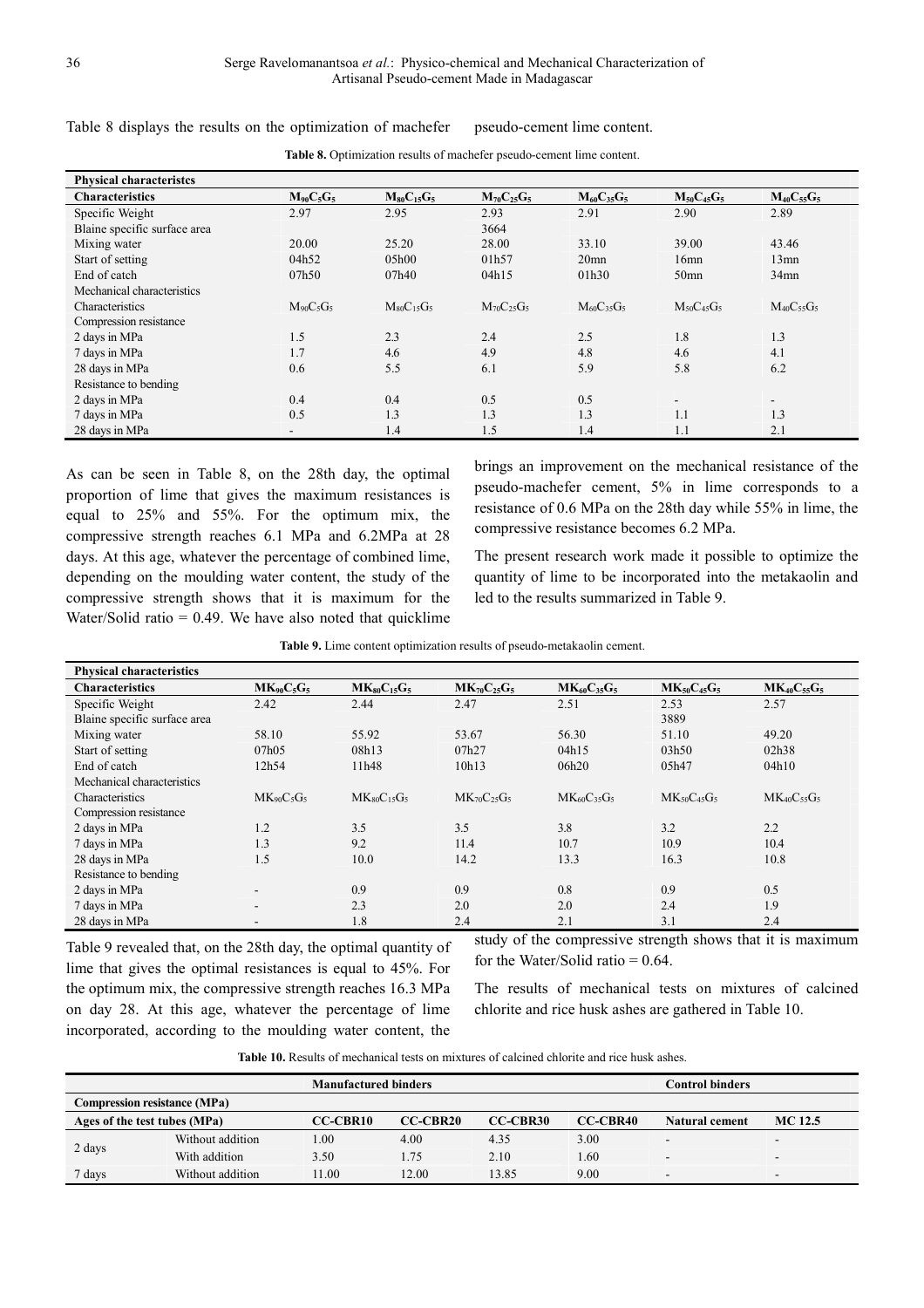Table 8 displays the results on the optimization of machefer pseudo-cement lime content.

**Table 8.** Optimization results of machefer pseudo-cement lime content.

| Physical characteristcs | | | | | | |
|---|---|---|---|---|---|---|
| **Characteristics** | $M_{90}C_5G_5$ | $M_{80}C_{15}G_5$ | $M_{70}C_{25}G_5$ | $M_{60}C_{35}G_5$ | $M_{50}C_{45}G_5$ | $M_{40}C_{55}G_5$ |
| Specific Weight | 2.97 | 2.95 | 2.93 | 2.91 | 2.90 | 2.89 |
| Blaine specific surface area | | | 3664 | | | |
| Mixing water | 20.00 | 25.20 | 28.00 | 33.10 | 39.00 | 43.46 |
| Start of setting | 04h52 | 05h00 | 01h57 | 20mn | 16mn | 13mn |
| End of catch | 07h50 | 07h40 | 04h15 | 01h30 | 50mn | 34mn |
| Mechanical characteristics | | | | | | |
| Characteristics | $M_{90}C_5G_5$ | $M_{80}C_{15}G_5$ | $M_{70}C_{25}G_5$ | $M_{60}C_{35}G_5$ | $M_{50}C_{45}G_5$ | $M_{40}C_{55}G_5$ |
| Compression resistance | | | | | | |
| 2 days in MPa | 1.5 | 2.3 | 2.4 | 2.5 | 1.8 | 1.3 |
| 7 days in MPa | 1.7 | 4.6 | 4.9 | 4.8 | 4.6 | 4.1 |
| 28 days in MPa | 0.6 | 5.5 | 6.1 | 5.9 | 5.8 | 6.2 |
| Resistance to bending | | | | | | |
| 2 days in MPa | 0.4 | 0.4 | 0.5 | 0.5 | - | - |
| 7 days in MPa | 0.5 | 1.3 | 1.3 | 1.3 | 1.1 | 1.3 |
| 28 days in MPa | - | 1.4 | 1.5 | 1.4 | 1.1 | 2.1 |

As can be seen in Table 8, on the 28th day, the optimal proportion of lime that gives the maximum resistances is equal to 25% and 55%. For the optimum mix, the compressive strength reaches 6.1 MPa and 6.2MPa at 28 days. At this age, whatever the percentage of combined lime, depending on the moulding water content, the study of the compressive strength shows that it is maximum for the Water/Solid ratio = 0.49. We have also noted that quicklime brings an improvement on the mechanical resistance of the pseudo-machefer cement, 5% in lime corresponds to a resistance of 0.6 MPa on the 28th day while 55% in lime, the compressive resistance becomes 6.2 MPa.

The present research work made it possible to optimize the quantity of lime to be incorporated into the metakaolin and led to the results summarized in Table 9.

**Table 9.** Lime content optimization results of pseudo-metakaolin cement.

| Physical characteristics | | | | | | |
|---|---|---|---|---|---|---|
| **Characteristics** | $MK_{90}C_5G_5$ | $MK_{80}C_{15}G_5$ | $MK_{70}C_{25}G_5$ | $MK_{60}C_{35}G_5$ | $MK_{50}C_{45}G_5$ | $MK_{40}C_{55}G_5$ |
| Specific Weight | 2.42 | 2.44 | 2.47 | 2.51 | 2.53 | 2.57 |
| Blaine specific surface area | | | | | 3889 | |
| Mixing water | 58.10 | 55.92 | 53.67 | 56.30 | 51.10 | 49.20 |
| Start of setting | 07h05 | 08h13 | 07h27 | 04h15 | 03h50 | 02h38 |
| End of catch | 12h54 | 11h48 | 10h13 | 06h20 | 05h47 | 04h10 |
| Mechanical characteristics | | | | | | |
| Characteristics | $MK_{90}C_5G_5$ | $MK_{80}C_{15}G_5$ | $MK_{70}C_{25}G_5$ | $MK_{60}C_{35}G_5$ | $MK_{50}C_{45}G_5$ | $MK_{40}C_{55}G_5$ |
| Compression resistance | | | | | | |
| 2 days in MPa | 1.2 | 3.5 | 3.5 | 3.8 | 3.2 | 2.2 |
| 7 days in MPa | 1.3 | 9.2 | 11.4 | 10.7 | 10.9 | 10.4 |
| 28 days in MPa | 1.5 | 10.0 | 14.2 | 13.3 | 16.3 | 10.8 |
| Resistance to bending | | | | | | |
| 2 days in MPa | - | 0.9 | 0.9 | 0.8 | 0.9 | 0.5 |
| 7 days in MPa | - | 2.3 | 2.0 | 2.0 | 2.4 | 1.9 |
| 28 days in MPa | - | 1.8 | 2.4 | 2.1 | 3.1 | 2.4 |

Table 9 revealed that, on the 28th day, the optimal quantity of lime that gives the optimal resistances is equal to 45%. For the optimum mix, the compressive strength reaches 16.3 MPa on day 28. At this age, whatever the percentage of lime incorporated, according to the moulding water content, the study of the compressive strength shows that it is maximum for the Water/Solid ratio = 0.64.

The results of mechanical tests on mixtures of calcined chlorite and rice husk ashes are gathered in Table 10.

**Table 10.** Results of mechanical tests on mixtures of calcined chlorite and rice husk ashes.

| | | Manufactured binders | | | | Control binders | |
|---|---|---|---|---|---|---|---|
| **Compression resistance (MPa)** | | | | | | | |
| **Ages of the test tubes (MPa)** | | **CC-CBR10** | **CC-CBR20** | **CC-CBR30** | **CC-CBR40** | **Natural cement** | **MC 12.5** |
| 2 days | Without addition | 1.00 | 4.00 | 4.35 | 3.00 | - | - |
| | With addition | 3.50 | 1.75 | 2.10 | 1.60 | - | - |
| 7 days | Without addition | 11.00 | 12.00 | 13.85 | 9.00 | - | - |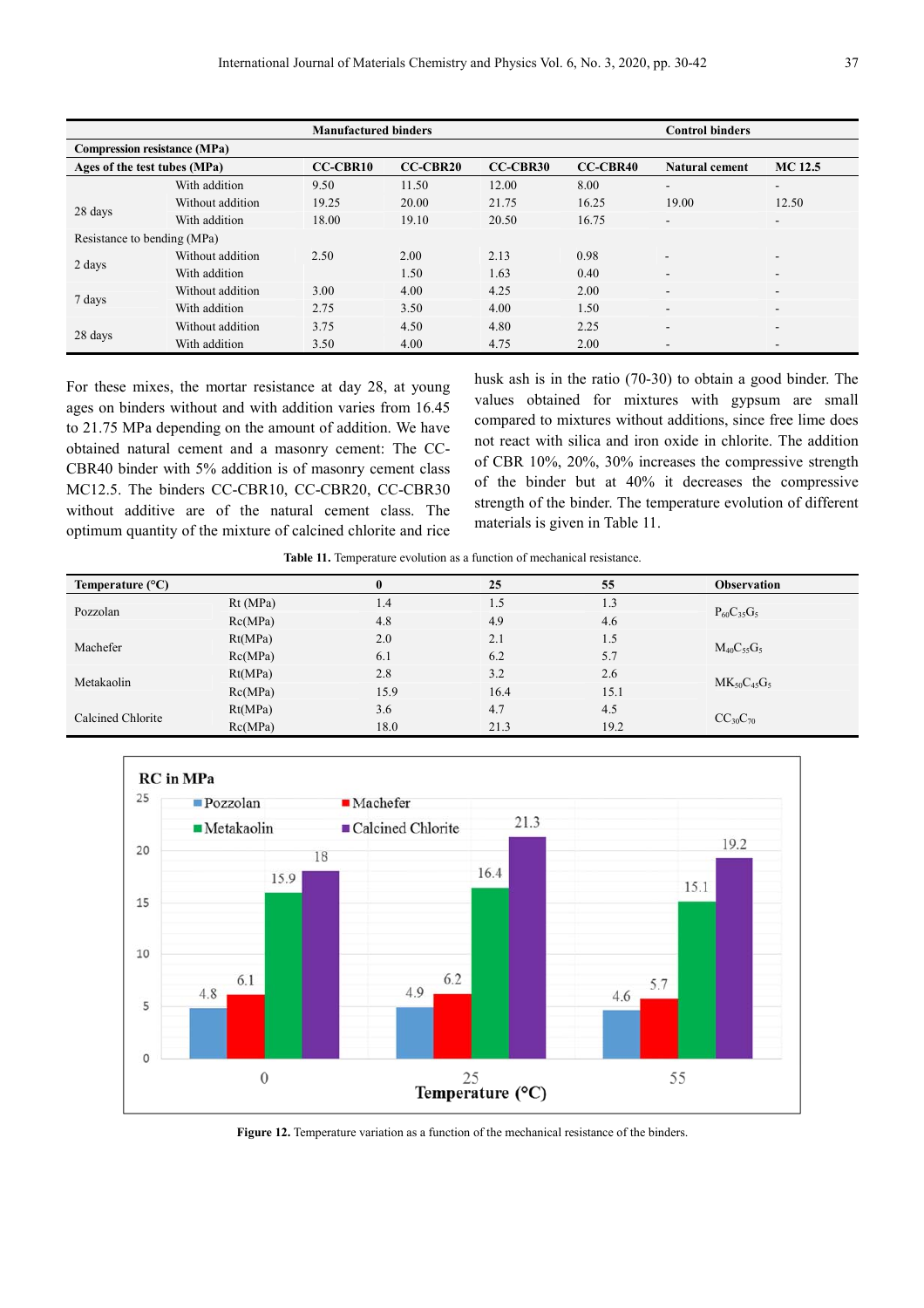| | | Manufactured binders | | | | Control binders | |
|---|---|---|---|---|---|---|---|
| **Compression resistance (MPa)** | | | | | | | |
| **Ages of the test tubes (MPa)** | | **CC-CBR10** | **CC-CBR20** | **CC-CBR30** | **CC-CBR40** | **Natural cement** | **MC 12.5** |
| | With addition | 9.50 | 11.50 | 12.00 | 8.00 | - | - |
| 28 days | Without addition | 19.25 | 20.00 | 21.75 | 16.25 | 19.00 | 12.50 |
| | With addition | 18.00 | 19.10 | 20.50 | 16.75 | - | - |
| Resistance to bending (MPa) | | | | | | | |
| 2 days | Without addition | 2.50 | 2.00 | 2.13 | 0.98 | - | - |
| | With addition | | 1.50 | 1.63 | 0.40 | - | - |
| 7 days | Without addition | 3.00 | 4.00 | 4.25 | 2.00 | - | - |
| | With addition | 2.75 | 3.50 | 4.00 | 1.50 | - | - |
| 28 days | Without addition | 3.75 | 4.50 | 4.80 | 2.25 | - | - |
| | With addition | 3.50 | 4.00 | 4.75 | 2.00 | - | - |

For these mixes, the mortar resistance at day 28, at young ages on binders without and with addition varies from 16.45 to 21.75 MPa depending on the amount of addition. We have obtained natural cement and a masonry cement: The CC-CBR40 binder with 5% addition is of masonry cement class MC12.5. The binders CC-CBR10, CC-CBR20, CC-CBR30 without additive are of the natural cement class. The optimum quantity of the mixture of calcined chlorite and rice husk ash is in the ratio (70-30) to obtain a good binder. The values obtained for mixtures with gypsum are small compared to mixtures without additions, since free lime does not react with silica and iron oxide in chlorite. The addition of CBR 10%, 20%, 30% increases the compressive strength of the binder but at 40% it decreases the compressive strength of the binder. The temperature evolution of different materials is given in Table 11.

**Table 11.** Temperature evolution as a function of mechanical resistance.

| **Temperature (°C)** | | **0** | **25** | **55** | **Observation** |
|---|---|---|---|---|---|
| Pozzolan | Rt (MPa) | 1.4 | 1.5 | 1.3 | $P_{60}C_{35}G_5$ |
| | Rc(MPa) | 4.8 | 4.9 | 4.6 | |
| Machefer | Rt(MPa) | 2.0 | 2.1 | 1.5 | $M_{40}C_{55}G_5$ |
| | Rc(MPa) | 6.1 | 6.2 | 5.7 | |
| Metakaolin | Rt(MPa) | 2.8 | 3.2 | 2.6 | $MK_{50}C_{45}G_5$ |
| | Rc(MPa) | 15.9 | 16.4 | 15.1 | |
| Calcined Chlorite | Rt(MPa) | 3.6 | 4.7 | 4.5 | $CC_{30}C_{70}$ |
| | Rc(MPa) | 18.0 | 21.3 | 19.2 | |

**Figure 12.** Temperature variation as a function of the mechanical resistance of the binders.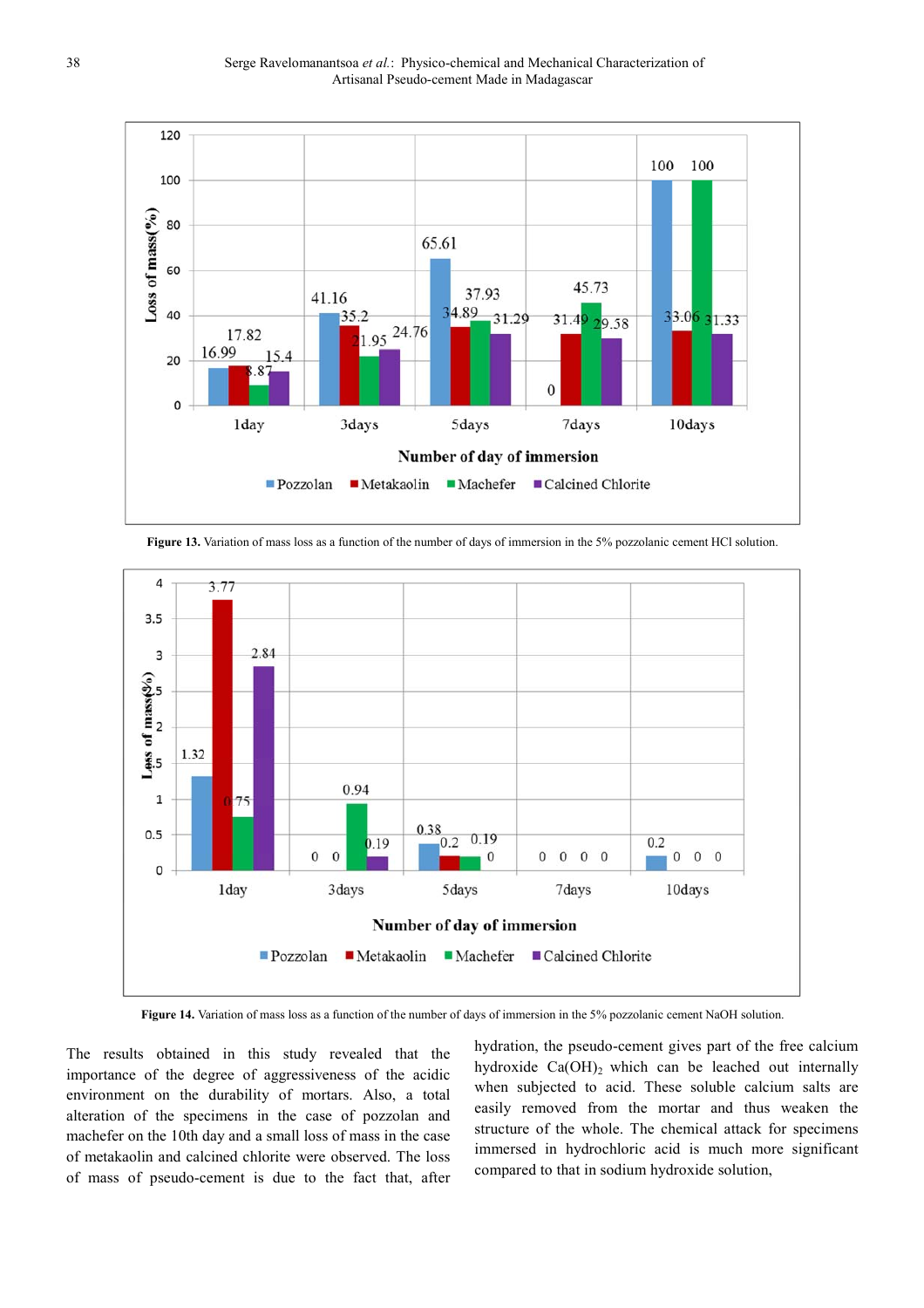Figure 13. Variation of mass loss as a function of the number of days of immersion in the 5% pozzolanic cement HCl solution.

Figure 14. Variation of mass loss as a function of the number of days of immersion in the 5% pozzolanic cement NaOH solution.

The results obtained in this study revealed that the importance of the degree of aggressiveness of the acidic environment on the durability of mortars. Also, a total alteration of the specimens in the case of pozzolan and machefer on the 10th day and a small loss of mass in the case of metakaolin and calcined chlorite were observed. The loss of mass of pseudo-cement is due to the fact that, after hydration, the pseudo-cement gives part of the free calcium hydroxide $Ca(OH)_2$ which can be leached out internally when subjected to acid. These soluble calcium salts are easily removed from the mortar and thus weaken the structure of the whole. The chemical attack for specimens immersed in hydrochloric acid is much more significant compared to that in sodium hydroxide solution,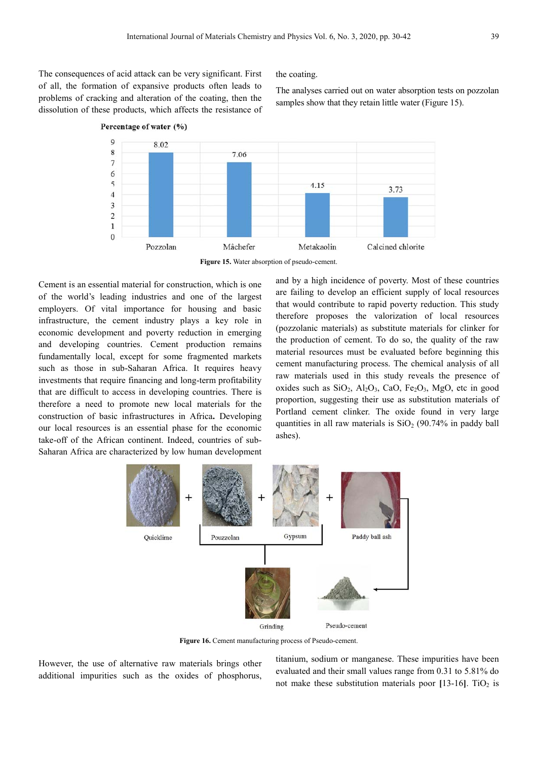The consequences of acid attack can be very significant. First of all, the formation of expansive products often leads to problems of cracking and alteration of the coating, then the dissolution of these products, which affects the resistance of the coating.

The analyses carried out on water absorption tests on pozzolan samples show that they retain little water (Figure 15).

Percentage of water (%)

| Pozzolan | Mâchefer | Metakaolin | Calcined chlorite |
|---|---|---|---|
| 8.02 | 7.06 | 4.15 | 3.73 |

**Figure 15.** Water absorption of pseudo-cement.

Cement is an essential material for construction, which is one of the world's leading industries and one of the largest employers. Of vital importance for housing and basic infrastructure, the cement industry plays a key role in economic development and poverty reduction in emerging and developing countries. Cement production remains fundamentally local, except for some fragmented markets such as those in sub-Saharan Africa. It requires heavy investments that require financing and long-term profitability that are difficult to access in developing countries. There is therefore a need to promote new local materials for the construction of basic infrastructures in Africa**.** Developing our local resources is an essential phase for the economic take-off of the African continent. Indeed, countries of sub-Saharan Africa are characterized by low human development and by a high incidence of poverty. Most of these countries are failing to develop an efficient supply of local resources that would contribute to rapid poverty reduction. This study therefore proposes the valorization of local resources (pozzolanic materials) as substitute materials for clinker for the production of cement. To do so, the quality of the raw material resources must be evaluated before beginning this cement manufacturing process. The chemical analysis of all raw materials used in this study reveals the presence of oxides such as $SiO_2$, $Al_2O_3$, CaO, $Fe_2O_3$, MgO, etc in good proportion, suggesting their use as substitution materials of Portland cement clinker. The oxide found in very large quantities in all raw materials is $SiO_2$ (90.74% in paddy ball ashes).

Quicklime + Pouzzolan + Gypsum + Paddy ball ash → Grinding → Pseudo-cement

**Figure 16.** Cement manufacturing process of Pseudo-cement.

However, the use of alternative raw materials brings other additional impurities such as the oxides of phosphorus, titanium, sodium or manganese. These impurities have been evaluated and their small values range from 0.31 to 5.81% do not make these substitution materials poor **[**13-16**]**. $TiO_2$ is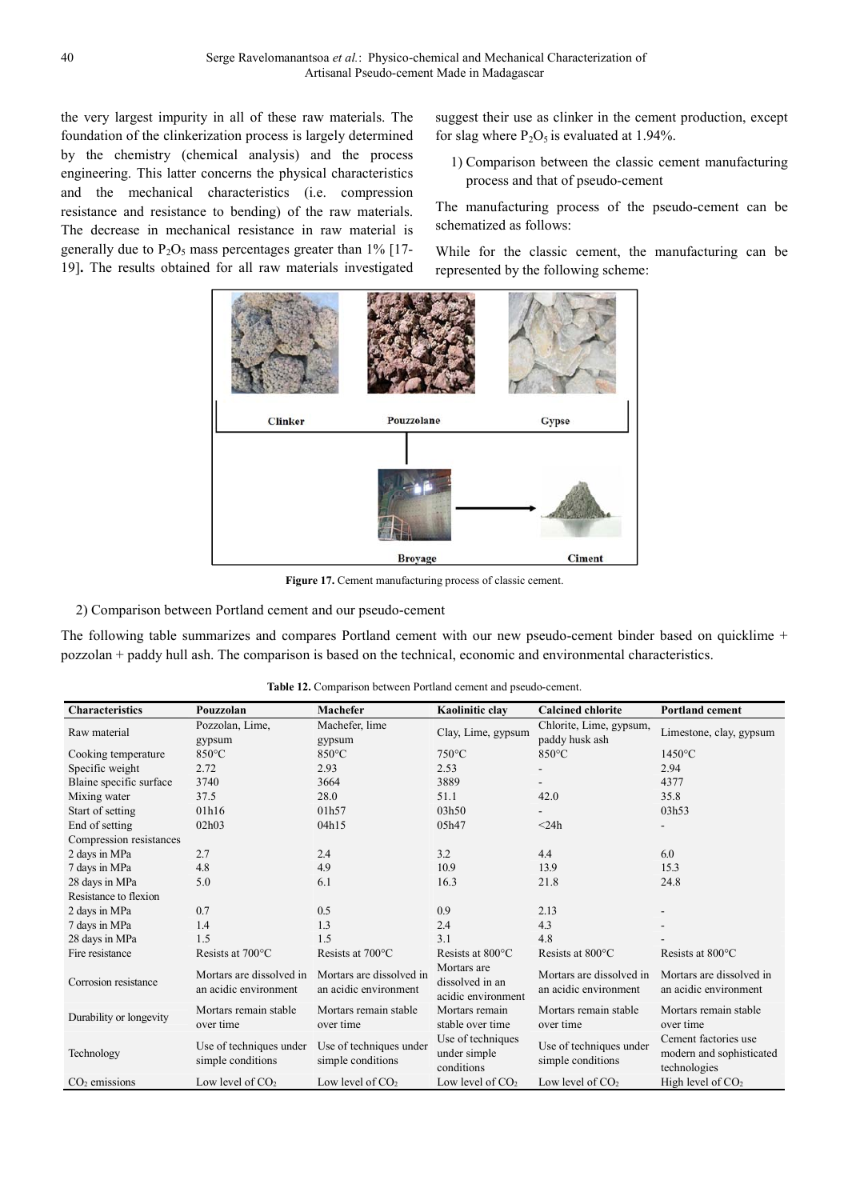the very largest impurity in all of these raw materials. The foundation of the clinkerization process is largely determined by the chemistry (chemical analysis) and the process engineering. This latter concerns the physical characteristics and the mechanical characteristics (i.e. compression resistance and resistance to bending) of the raw materials. The decrease in mechanical resistance in raw material is generally due to $P_2O_5$ mass percentages greater than 1% [17-19]. The results obtained for all raw materials investigated suggest their use as clinker in the cement production, except for slag where $P_2O_5$ is evaluated at 1.94%.

1) Comparison between the classic cement manufacturing process and that of pseudo-cement

The manufacturing process of the pseudo-cement can be schematized as follows:

While for the classic cement, the manufacturing can be represented by the following scheme:

Clinker | Pouzzolane | Gypse

Broyage → Ciment

**Figure 17.** Cement manufacturing process of classic cement.

2) Comparison between Portland cement and our pseudo-cement

The following table summarizes and compares Portland cement with our new pseudo-cement binder based on quicklime + pozzolan + paddy hull ash. The comparison is based on the technical, economic and environmental characteristics.

**Table 12.** Comparison between Portland cement and pseudo-cement.

| Characteristics | Pouzzolan | Machefer | Kaolinitic clay | Calcined chlorite | Portland cement |
|---|---|---|---|---|---|
| Raw material | Pozzolan, Lime, gypsum | Machefer, lime gypsum | Clay, Lime, gypsum | Chlorite, Lime, gypsum, paddy husk ash | Limestone, clay, gypsum |
| Cooking temperature | 850°C | 850°C | 750°C | 850°C | 1450°C |
| Specific weight | 2.72 | 2.93 | 2.53 | - | 2.94 |
| Blaine specific surface | 3740 | 3664 | 3889 | - | 4377 |
| Mixing water | 37.5 | 28.0 | 51.1 | 42.0 | 35.8 |
| Start of setting | 01h16 | 01h57 | 03h50 | - | 03h53 |
| End of setting | 02h03 | 04h15 | 05h47 | <24h | - |
| Compression resistances | | | | | |
| 2 days in MPa | 2.7 | 2.4 | 3.2 | 4.4 | 6.0 |
| 7 days in MPa | 4.8 | 4.9 | 10.9 | 13.9 | 15.3 |
| 28 days in MPa | 5.0 | 6.1 | 16.3 | 21.8 | 24.8 |
| Resistance to flexion | | | | | |
| 2 days in MPa | 0.7 | 0.5 | 0.9 | 2.13 | - |
| 7 days in MPa | 1.4 | 1.3 | 2.4 | 4.3 | - |
| 28 days in MPa | 1.5 | 1.5 | 3.1 | 4.8 | - |
| Fire resistance | Resists at 700°C | Resists at 700°C | Resists at 800°C | Resists at 800°C | Resists at 800°C |
| Corrosion resistance | Mortars are dissolved in an acidic environment | Mortars are dissolved in an acidic environment | Mortars are dissolved in an acidic environment | Mortars are dissolved in an acidic environment | Mortars are dissolved in an acidic environment |
| Durability or longevity | Mortars remain stable over time | Mortars remain stable over time | Mortars remain stable over time | Mortars remain stable over time | Mortars remain stable over time |
| Technology | Use of techniques under simple conditions | Use of techniques under simple conditions | Use of techniques under simple conditions | Use of techniques under simple conditions | Cement factories use modern and sophisticated technologies |
| $CO_2$ emissions | Low level of $CO_2$ | Low level of $CO_2$ | Low level of $CO_2$ | Low level of $CO_2$ | High level of $CO_2$ |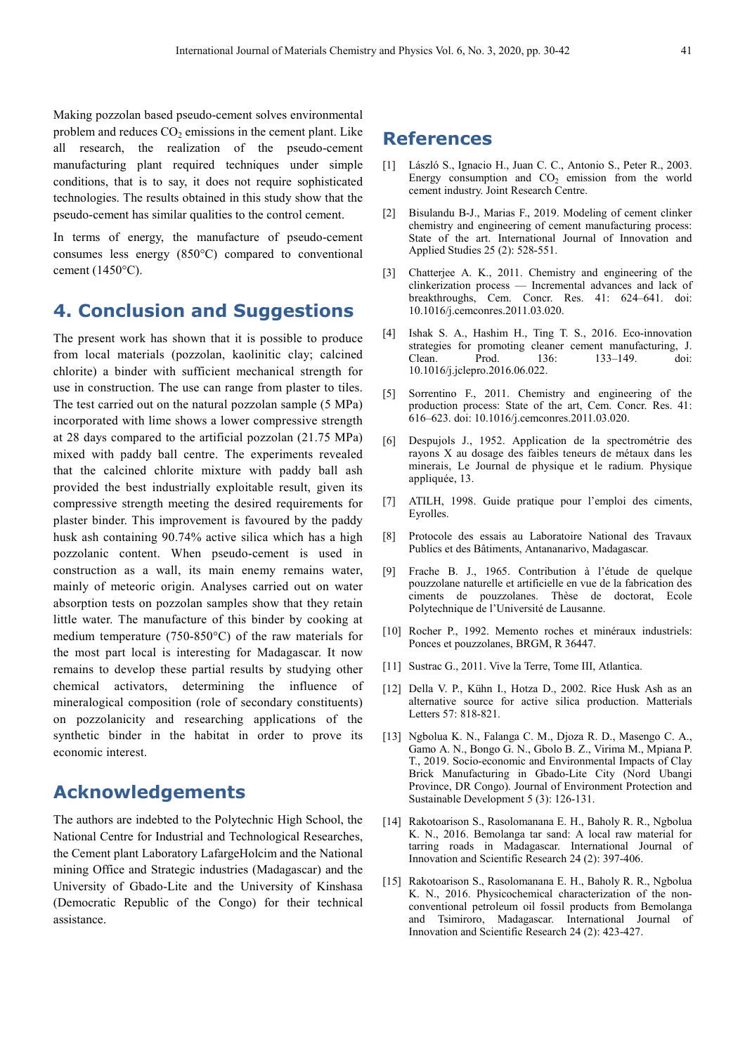Making pozzolan based pseudo-cement solves environmental problem and reduces $CO_2$ emissions in the cement plant. Like all research, the realization of the pseudo-cement manufacturing plant required techniques under simple conditions, that is to say, it does not require sophisticated technologies. The results obtained in this study show that the pseudo-cement has similar qualities to the control cement.

In terms of energy, the manufacture of pseudo-cement consumes less energy (850°C) compared to conventional cement (1450°C).

## 4. Conclusion and Suggestions

The present work has shown that it is possible to produce from local materials (pozzolan, kaolinitic clay; calcined chlorite) a binder with sufficient mechanical strength for use in construction. The use can range from plaster to tiles. The test carried out on the natural pozzolan sample (5 MPa) incorporated with lime shows a lower compressive strength at 28 days compared to the artificial pozzolan (21.75 MPa) mixed with paddy ball centre. The experiments revealed that the calcined chlorite mixture with paddy ball ash provided the best industrially exploitable result, given its compressive strength meeting the desired requirements for plaster binder. This improvement is favoured by the paddy husk ash containing 90.74% active silica which has a high pozzolanic content. When pseudo-cement is used in construction as a wall, its main enemy remains water, mainly of meteoric origin. Analyses carried out on water absorption tests on pozzolan samples show that they retain little water. The manufacture of this binder by cooking at medium temperature (750-850°C) of the raw materials for the most part local is interesting for Madagascar. It now remains to develop these partial results by studying other chemical activators, determining the influence of mineralogical composition (role of secondary constituents) on pozzolanicity and researching applications of the synthetic binder in the habitat in order to prove its economic interest.

## Acknowledgements

The authors are indebted to the Polytechnic High School, the National Centre for Industrial and Technological Researches, the Cement plant Laboratory LafargeHolcim and the National mining Office and Strategic industries (Madagascar) and the University of Gbado-Lite and the University of Kinshasa (Democratic Republic of the Congo) for their technical assistance.

## References

[1] László S., Ignacio H., Juan C. C., Antonio S., Peter R., 2003. Energy consumption and $CO_2$ emission from the world cement industry. Joint Research Centre.

[2] Bisulandu B-J., Marias F., 2019. Modeling of cement clinker chemistry and engineering of cement manufacturing process: State of the art. International Journal of Innovation and Applied Studies 25 (2): 528-551.

[3] Chatterjee A. K., 2011. Chemistry and engineering of the clinkerization process — Incremental advances and lack of breakthroughs, Cem. Concr. Res. 41: 624–641. doi: 10.1016/j.cemconres.2011.03.020.

[4] Ishak S. A., Hashim H., Ting T. S., 2016. Eco-innovation strategies for promoting cleaner cement manufacturing, J. Clean. Prod. 136: 133–149. doi: 10.1016/j.jclepro.2016.06.022.

[5] Sorrentino F., 2011. Chemistry and engineering of the production process: State of the art, Cem. Concr. Res. 41: 616–623. doi: 10.1016/j.cemconres.2011.03.020.

[6] Despujols J., 1952. Application de la spectrométrie des rayons X au dosage des faibles teneurs de métaux dans les minerais, Le Journal de physique et le radium. Physique appliquée, 13.

[7] ATILH, 1998. Guide pratique pour l'emploi des ciments, Eyrolles.

[8] Protocole des essais au Laboratoire National des Travaux Publics et des Bâtiments, Antananarivo, Madagascar.

[9] Frache B. J., 1965. Contribution à l'étude de quelque pouzzolane naturelle et artificielle en vue de la fabrication des ciments de pouzzolanes. Thèse de doctorat, Ecole Polytechnique de l'Université de Lausanne.

[10] Rocher P., 1992. Memento roches et minéraux industriels: Ponces et pouzzolanes, BRGM, R 36447.

[11] Sustrac G., 2011. Vive la Terre, Tome III, Atlantica.

[12] Della V. P., Kühn I., Hotza D., 2002. Rice Husk Ash as an alternative source for active silica production. Matterials Letters 57: 818-821.

[13] Ngbolua K. N., Falanga C. M., Djoza R. D., Masengo C. A., Gamo A. N., Bongo G. N., Gbolo B. Z., Virima M., Mpiana P. T., 2019. Socio-economic and Environmental Impacts of Clay Brick Manufacturing in Gbado-Lite City (Nord Ubangi Province, DR Congo). Journal of Environment Protection and Sustainable Development 5 (3): 126-131.

[14] Rakotoarison S., Rasolomanana E. H., Baholy R. R., Ngbolua K. N., 2016. Bemolanga tar sand: A local raw material for tarring roads in Madagascar. International Journal of Innovation and Scientific Research 24 (2): 397-406.

[15] Rakotoarison S., Rasolomanana E. H., Baholy R. R., Ngbolua K. N., 2016. Physicochemical characterization of the non-conventional petroleum oil fossil products from Bemolanga and Tsimiroro, Madagascar. International Journal of Innovation and Scientific Research 24 (2): 423-427.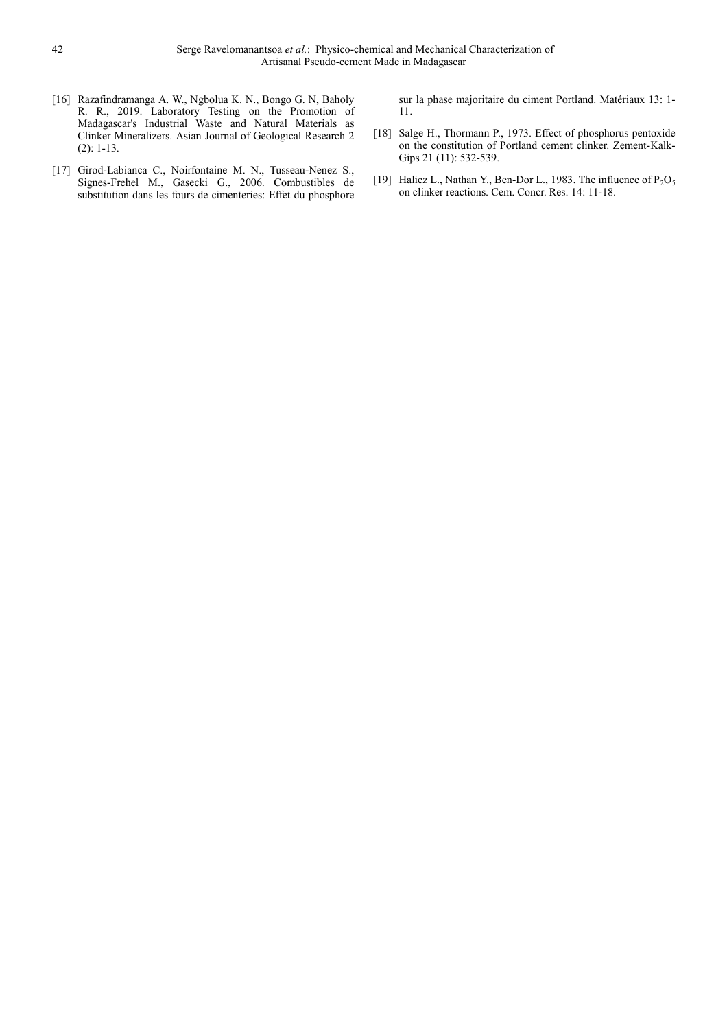[16] Razafindramanga A. W., Ngbolua K. N., Bongo G. N, Baholy R. R., 2019. Laboratory Testing on the Promotion of Madagascar's Industrial Waste and Natural Materials as Clinker Mineralizers. Asian Journal of Geological Research 2 (2): 1-13.

[17] Girod-Labianca C., Noirfontaine M. N., Tusseau-Nenez S., Signes-Frehel M., Gasecki G., 2006. Combustibles de substitution dans les fours de cimenteries: Effet du phosphore sur la phase majoritaire du ciment Portland. Matériaux 13: 1-11.

[18] Salge H., Thormann P., 1973. Effect of phosphorus pentoxide on the constitution of Portland cement clinker. Zement-Kalk-Gips 21 (11): 532-539.

[19] Halicz L., Nathan Y., Ben-Dor L., 1983. The influence of $P_2O_5$ on clinker reactions. Cem. Concr. Res. 14: 11-18.